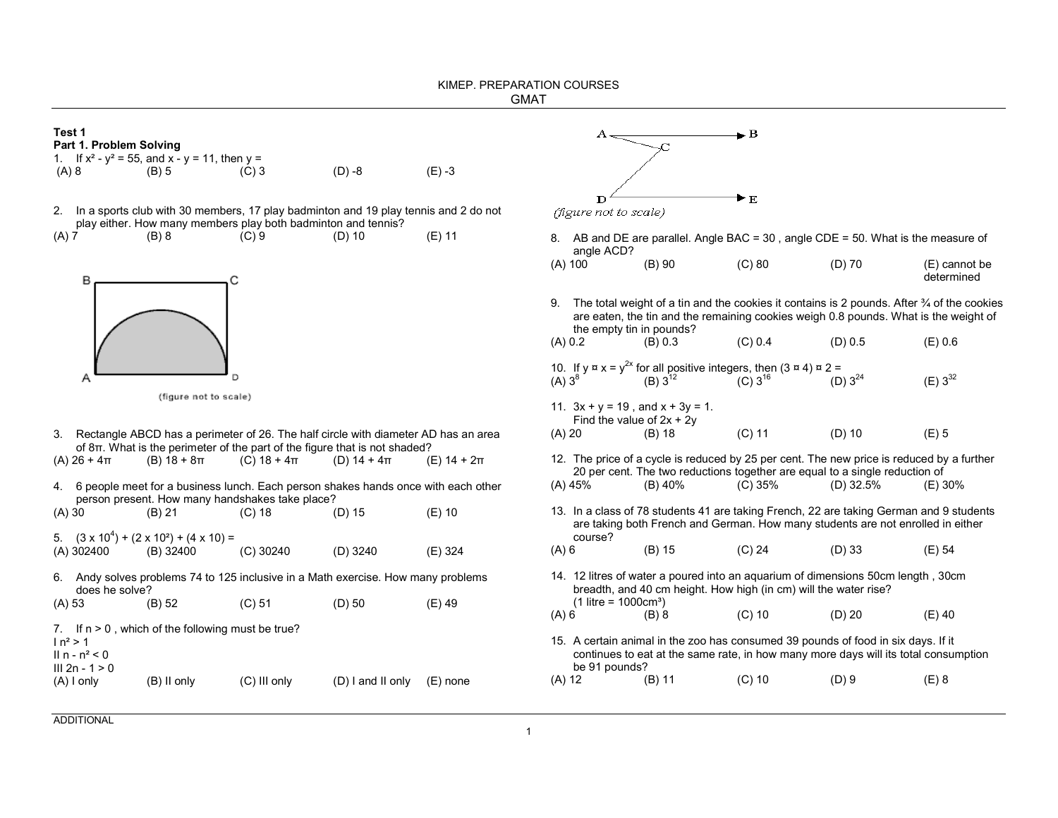**Test 1**
**Part 1. Problem Solving**

1. If $x^2 - y^2 = 55$, and $x - y = 11$, then $y =$

(A) 8 (B) 5 (C) 3 (D) -8 (E) -3

2. In a sports club with 30 members, 17 play badminton and 19 play tennis and 2 do not play either. How many members play both badminton and tennis?

(A) 7 (B) 8 (C) 9 (D) 10 (E) 11

(figure not to scale)

3. Rectangle ABCD has a perimeter of 26. The half circle with diameter AD has an area of $8\pi$. What is the perimeter of the part of the figure that is not shaded?

(A) $26 + 4\pi$ (B) $18 + 8\pi$ (C) $18 + 4\pi$ (D) $14 + 4\pi$ (E) $14 + 2\pi$

4. 6 people meet for a business lunch. Each person shakes hands once with each other person present. How many handshakes take place?

(A) 30 (B) 21 (C) 18 (D) 15 (E) 10

5. $(3 \times 10^4) + (2 \times 10^2) + (4 \times 10) =$

(A) 302400 (B) 32400 (C) 30240 (D) 3240 (E) 324

6. Andy solves problems 74 to 125 inclusive in a Math exercise. How many problems does he solve?

(A) 53 (B) 52 (C) 51 (D) 50 (E) 49

7. If $n > 0$ , which of the following must be true?

I $n^2 > 1$
II $n - n^2 < 0$
III $2n - 1 > 0$

(A) I only (B) II only (C) III only (D) I and II only (E) none

(figure not to scale)

8. AB and DE are parallel. Angle BAC = 30 , angle CDE = 50. What is the measure of angle ACD?

(A) 100 (B) 90 (C) 80 (D) 70 (E) cannot be determined

9. The total weight of a tin and the cookies it contains is 2 pounds. After ¾ of the cookies are eaten, the tin and the remaining cookies weigh 0.8 pounds. What is the weight of the empty tin in pounds?

(A) 0.2 (B) 0.3 (C) 0.4 (D) 0.5 (E) 0.6

10. If $y ¤ x = y^{2x}$ for all positive integers, then $(3 ¤ 4) ¤ 2 =$

(A) $3^8$ (B) $3^{12}$ (C) $3^{16}$ (D) $3^{24}$ (E) $3^{32}$

11. $3x + y = 19$ , and $x + 3y = 1$.
Find the value of $2x + 2y$

(A) 20 (B) 18 (C) 11 (D) 10 (E) 5

12. The price of a cycle is reduced by 25 per cent. The new price is reduced by a further 20 per cent. The two reductions together are equal to a single reduction of

(A) 45% (B) 40% (C) 35% (D) 32.5% (E) 30%

13. In a class of 78 students 41 are taking French, 22 are taking German and 9 students are taking both French and German. How many students are not enrolled in either course?

(A) 6 (B) 15 (C) 24 (D) 33 (E) 54

14. 12 litres of water a poured into an aquarium of dimensions 50cm length , 30cm breadth, and 40 cm height. How high (in cm) will the water rise?
(1 litre = $1000 cm^3$)

(A) 6 (B) 8 (C) 10 (D) 20 (E) 40

15. A certain animal in the zoo has consumed 39 pounds of food in six days. If it continues to eat at the same rate, in how many more days will its total consumption be 91 pounds?

(A) 12 (B) 11 (C) 10 (D) 9 (E) 8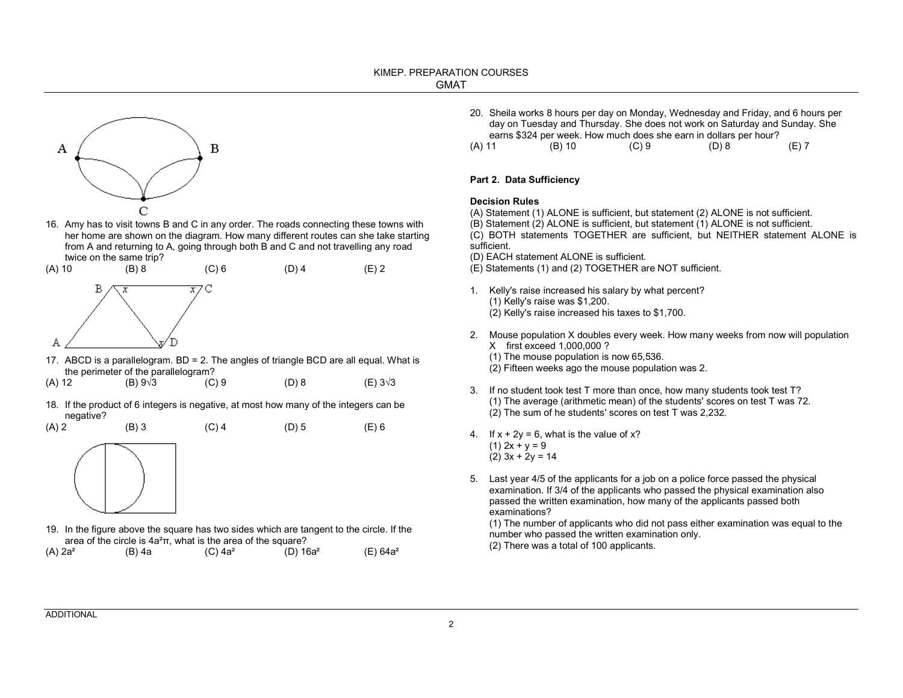16. Amy has to visit towns B and C in any order. The roads connecting these towns with her home are shown on the diagram. How many different routes can she take starting from A and returning to A, going through both B and C and not travelling any road twice on the same trip?

(A) 10 (B) 8 (C) 6 (D) 4 (E) 2

17. ABCD is a parallelogram. BD = 2. The angles of triangle BCD are all equal. What is the perimeter of the parallelogram?

(A) 12 (B) $9\sqrt{3}$ (C) 9 (D) 8 (E) $3\sqrt{3}$

18. If the product of 6 integers is negative, at most how many of the integers can be negative?

(A) 2 (B) 3 (C) 4 (D) 5 (E) 6

19. In the figure above the square has two sides which are tangent to the circle. If the area of the circle is $4a^2\pi$, what is the area of the square?

(A) $2a^2$ (B) $4a$ (C) $4a^2$ (D) $16a^2$ (E) $64a^2$

20. Sheila works 8 hours per day on Monday, Wednesday and Friday, and 6 hours per day on Tuesday and Thursday. She does not work on Saturday and Sunday. She earns $324 per week. How much does she earn in dollars per hour?

(A) 11 (B) 10 (C) 9 (D) 8 (E) 7

**Part 2. Data Sufficiency**

**Decision Rules**

(A) Statement (1) ALONE is sufficient, but statement (2) ALONE is not sufficient.
(B) Statement (2) ALONE is sufficient, but statement (1) ALONE is not sufficient.
(C) BOTH statements TOGETHER are sufficient, but NEITHER statement ALONE is sufficient.
(D) EACH statement ALONE is sufficient.
(E) Statements (1) and (2) TOGETHER are NOT sufficient.

1. Kelly's raise increased his salary by what percent?
   (1) Kelly's raise was $1,200.
   (2) Kelly's raise increased his taxes to $1,700.

2. Mouse population X doubles every week. How many weeks from now will population X first exceed 1,000,000 ?
   (1) The mouse population is now 65,536.
   (2) Fifteen weeks ago the mouse population was 2.

3. If no student took test T more than once, how many students took test T?
   (1) The average (arithmetic mean) of the students' scores on test T was 72.
   (2) The sum of he students' scores on test T was 2,232.

4. If $x + 2y = 6$, what is the value of x?
   (1) $2x + y = 9$
   (2) $3x + 2y = 14$

5. Last year 4/5 of the applicants for a job on a police force passed the physical examination. If 3/4 of the applicants who passed the physical examination also passed the written examination, how many of the applicants passed both examinations?
   (1) The number of applicants who did not pass either examination was equal to the number who passed the written examination only.
   (2) There was a total of 100 applicants.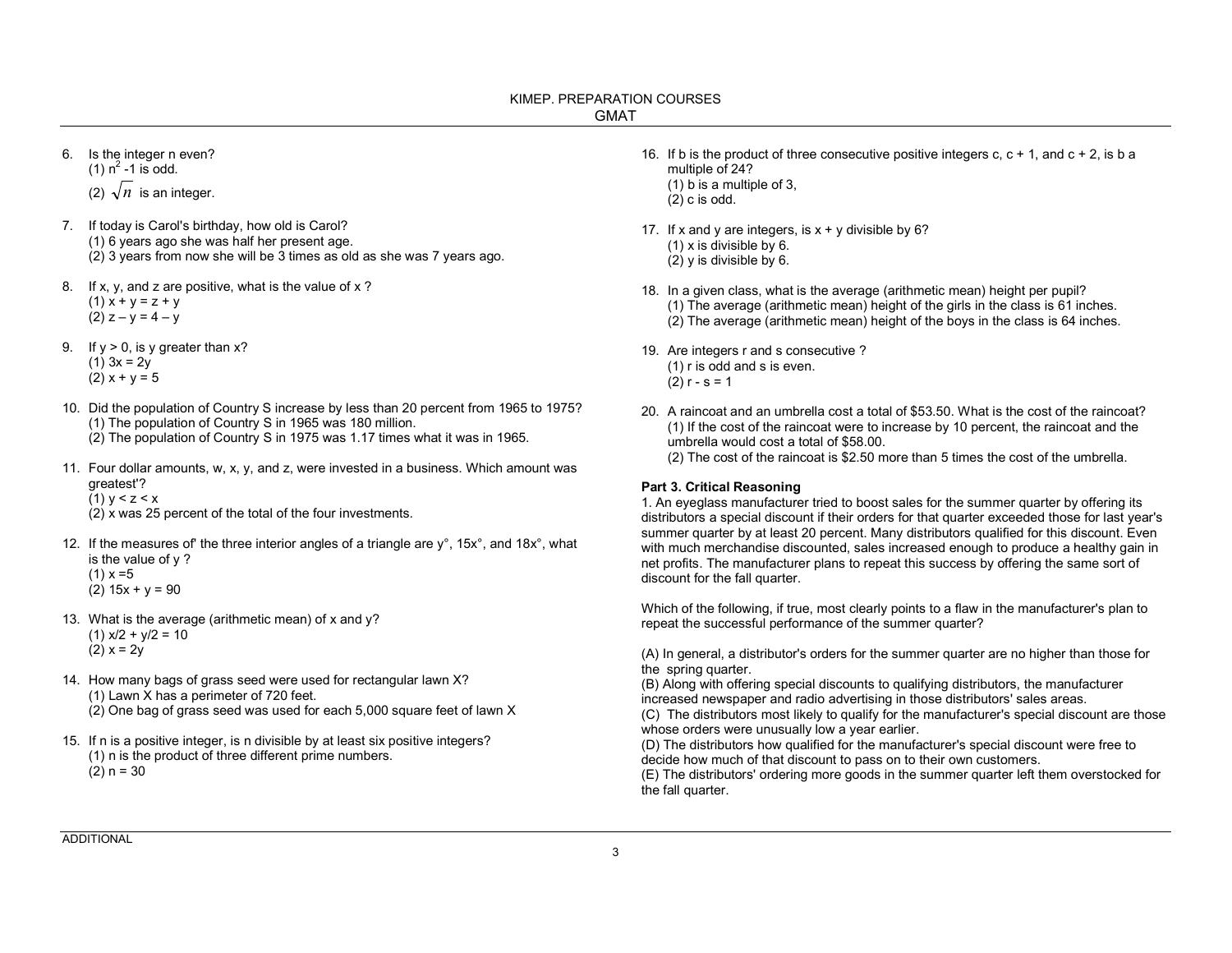6. Is the integer n even?
   (1) $n^2 - 1$ is odd.
   (2) $\sqrt{n}$ is an integer.

7. If today is Carol's birthday, how old is Carol?
   (1) 6 years ago she was half her present age.
   (2) 3 years from now she will be 3 times as old as she was 7 years ago.

8. If x, y, and z are positive, what is the value of x ?
   (1) $x + y = z + y$
   (2) $z - y = 4 - y$

9. If $y > 0$, is y greater than x?
   (1) $3x = 2y$
   (2) $x + y = 5$

10. Did the population of Country S increase by less than 20 percent from 1965 to 1975?
    (1) The population of Country S in 1965 was 180 million.
    (2) The population of Country S in 1975 was 1.17 times what it was in 1965.

11. Four dollar amounts, w, x, y, and z, were invested in a business. Which amount was greatest'?
    (1) $y < z < x$
    (2) x was 25 percent of the total of the four investments.

12. If the measures of' the three interior angles of a triangle are y°, 15x°, and 18x°, what is the value of y ?
    (1) $x = 5$
    (2) $15x + y = 90$

13. What is the average (arithmetic mean) of x and y?
    (1) $x/2 + y/2 = 10$
    (2) $x = 2y$

14. How many bags of grass seed were used for rectangular lawn X?
    (1) Lawn X has a perimeter of 720 feet.
    (2) One bag of grass seed was used for each 5,000 square feet of lawn X

15. If n is a positive integer, is n divisible by at least six positive integers?
    (1) n is the product of three different prime numbers.
    (2) $n = 30$

16. If b is the product of three consecutive positive integers c, c + 1, and c + 2, is b a multiple of 24?
    (1) b is a multiple of 3,
    (2) c is odd.

17. If x and y are integers, is x + y divisible by 6?
    (1) x is divisible by 6.
    (2) y is divisible by 6.

18. In a given class, what is the average (arithmetic mean) height per pupil?
    (1) The average (arithmetic mean) height of the girls in the class is 61 inches.
    (2) The average (arithmetic mean) height of the boys in the class is 64 inches.

19. Are integers r and s consecutive ?
    (1) r is odd and s is even.
    (2) $r - s = 1$

20. A raincoat and an umbrella cost a total of $53.50. What is the cost of the raincoat?
    (1) If the cost of the raincoat were to increase by 10 percent, the raincoat and the umbrella would cost a total of $58.00.
    (2) The cost of the raincoat is $2.50 more than 5 times the cost of the umbrella.

**Part 3. Critical Reasoning**

1. An eyeglass manufacturer tried to boost sales for the summer quarter by offering its distributors a special discount if their orders for that quarter exceeded those for last year's summer quarter by at least 20 percent. Many distributors qualified for this discount. Even with much merchandise discounted, sales increased enough to produce a healthy gain in net profits. The manufacturer plans to repeat this success by offering the same sort of discount for the fall quarter.

Which of the following, if true, most clearly points to a flaw in the manufacturer's plan to repeat the successful performance of the summer quarter?

(A) In general, a distributor's orders for the summer quarter are no higher than those for the spring quarter.
(B) Along with offering special discounts to qualifying distributors, the manufacturer increased newspaper and radio advertising in those distributors' sales areas.
(C) The distributors most likely to qualify for the manufacturer's special discount are those whose orders were unusually low a year earlier.
(D) The distributors how qualified for the manufacturer's special discount were free to decide how much of that discount to pass on to their own customers.
(E) The distributors' ordering more goods in the summer quarter left them overstocked for the fall quarter.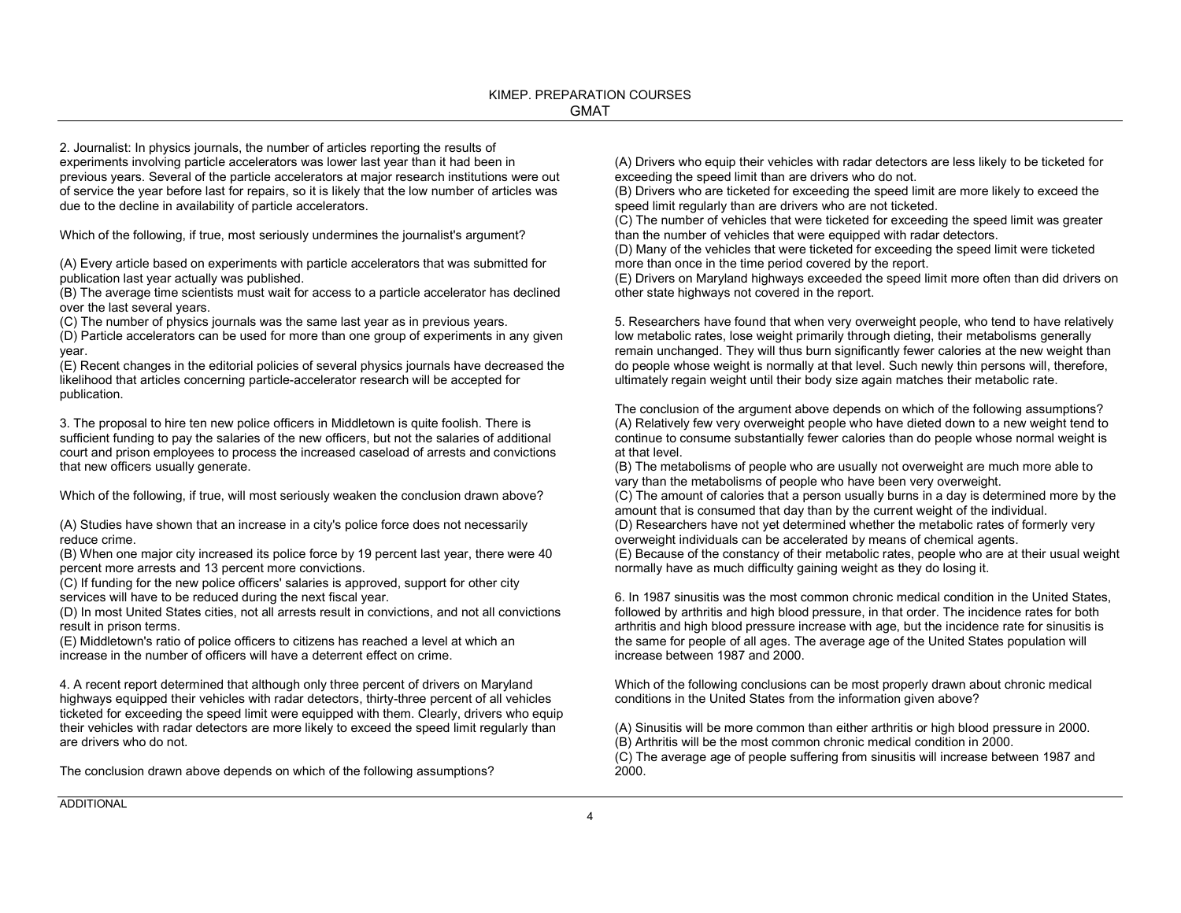2. Journalist: In physics journals, the number of articles reporting the results of experiments involving particle accelerators was lower last year than it had been in previous years. Several of the particle accelerators at major research institutions were out of service the year before last for repairs, so it is likely that the low number of articles was due to the decline in availability of particle accelerators.

Which of the following, if true, most seriously undermines the journalist's argument?

(A) Every article based on experiments with particle accelerators that was submitted for publication last year actually was published.
(B) The average time scientists must wait for access to a particle accelerator has declined over the last several years.
(C) The number of physics journals was the same last year as in previous years.
(D) Particle accelerators can be used for more than one group of experiments in any given year.
(E) Recent changes in the editorial policies of several physics journals have decreased the likelihood that articles concerning particle-accelerator research will be accepted for publication.

3. The proposal to hire ten new police officers in Middletown is quite foolish. There is sufficient funding to pay the salaries of the new officers, but not the salaries of additional court and prison employees to process the increased caseload of arrests and convictions that new officers usually generate.

Which of the following, if true, will most seriously weaken the conclusion drawn above?

(A) Studies have shown that an increase in a city's police force does not necessarily reduce crime.
(B) When one major city increased its police force by 19 percent last year, there were 40 percent more arrests and 13 percent more convictions.
(C) If funding for the new police officers' salaries is approved, support for other city services will have to be reduced during the next fiscal year.
(D) In most United States cities, not all arrests result in convictions, and not all convictions result in prison terms.
(E) Middletown's ratio of police officers to citizens has reached a level at which an increase in the number of officers will have a deterrent effect on crime.

4. A recent report determined that although only three percent of drivers on Maryland highways equipped their vehicles with radar detectors, thirty-three percent of all vehicles ticketed for exceeding the speed limit were equipped with them. Clearly, drivers who equip their vehicles with radar detectors are more likely to exceed the speed limit regularly than are drivers who do not.

The conclusion drawn above depends on which of the following assumptions?

(A) Drivers who equip their vehicles with radar detectors are less likely to be ticketed for exceeding the speed limit than are drivers who do not.
(B) Drivers who are ticketed for exceeding the speed limit are more likely to exceed the speed limit regularly than are drivers who are not ticketed.
(C) The number of vehicles that were ticketed for exceeding the speed limit was greater than the number of vehicles that were equipped with radar detectors.
(D) Many of the vehicles that were ticketed for exceeding the speed limit were ticketed more than once in the time period covered by the report.
(E) Drivers on Maryland highways exceeded the speed limit more often than did drivers on other state highways not covered in the report.

5. Researchers have found that when very overweight people, who tend to have relatively low metabolic rates, lose weight primarily through dieting, their metabolisms generally remain unchanged. They will thus burn significantly fewer calories at the new weight than do people whose weight is normally at that level. Such newly thin persons will, therefore, ultimately regain weight until their body size again matches their metabolic rate.

The conclusion of the argument above depends on which of the following assumptions?
(A) Relatively few very overweight people who have dieted down to a new weight tend to continue to consume substantially fewer calories than do people whose normal weight is at that level.
(B) The metabolisms of people who are usually not overweight are much more able to vary than the metabolisms of people who have been very overweight.
(C) The amount of calories that a person usually burns in a day is determined more by the amount that is consumed that day than by the current weight of the individual.
(D) Researchers have not yet determined whether the metabolic rates of formerly very overweight individuals can be accelerated by means of chemical agents.
(E) Because of the constancy of their metabolic rates, people who are at their usual weight normally have as much difficulty gaining weight as they do losing it.

6. In 1987 sinusitis was the most common chronic medical condition in the United States, followed by arthritis and high blood pressure, in that order. The incidence rates for both arthritis and high blood pressure increase with age, but the incidence rate for sinusitis is the same for people of all ages. The average age of the United States population will increase between 1987 and 2000.

Which of the following conclusions can be most properly drawn about chronic medical conditions in the United States from the information given above?

(A) Sinusitis will be more common than either arthritis or high blood pressure in 2000.
(B) Arthritis will be the most common chronic medical condition in 2000.
(C) The average age of people suffering from sinusitis will increase between 1987 and 2000.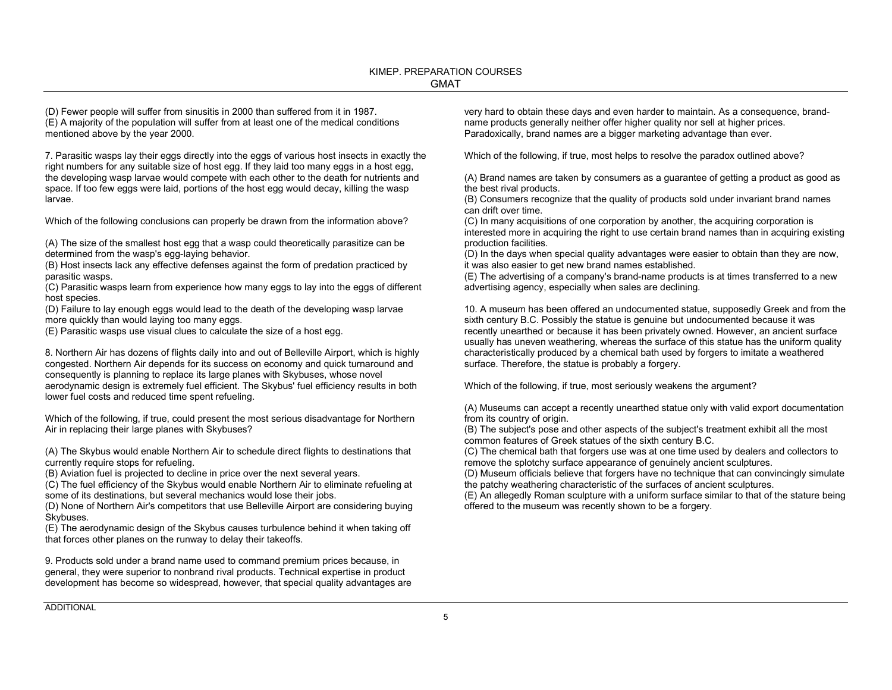(D) Fewer people will suffer from sinusitis in 2000 than suffered from it in 1987.
(E) A majority of the population will suffer from at least one of the medical conditions mentioned above by the year 2000.

7. Parasitic wasps lay their eggs directly into the eggs of various host insects in exactly the right numbers for any suitable size of host egg. If they laid too many eggs in a host egg, the developing wasp larvae would compete with each other to the death for nutrients and space. If too few eggs were laid, portions of the host egg would decay, killing the wasp larvae.

Which of the following conclusions can properly be drawn from the information above?

(A) The size of the smallest host egg that a wasp could theoretically parasitize can be determined from the wasp's egg-laying behavior.
(B) Host insects lack any effective defenses against the form of predation practiced by parasitic wasps.
(C) Parasitic wasps learn from experience how many eggs to lay into the eggs of different host species.
(D) Failure to lay enough eggs would lead to the death of the developing wasp larvae more quickly than would laying too many eggs.
(E) Parasitic wasps use visual clues to calculate the size of a host egg.

8. Northern Air has dozens of flights daily into and out of Belleville Airport, which is highly congested. Northern Air depends for its success on economy and quick turnaround and consequently is planning to replace its large planes with Skybuses, whose novel aerodynamic design is extremely fuel efficient. The Skybus' fuel efficiency results in both lower fuel costs and reduced time spent refueling.

Which of the following, if true, could present the most serious disadvantage for Northern Air in replacing their large planes with Skybuses?

(A) The Skybus would enable Northern Air to schedule direct flights to destinations that currently require stops for refueling.
(B) Aviation fuel is projected to decline in price over the next several years.
(C) The fuel efficiency of the Skybus would enable Northern Air to eliminate refueling at some of its destinations, but several mechanics would lose their jobs.
(D) None of Northern Air's competitors that use Belleville Airport are considering buying Skybuses.
(E) The aerodynamic design of the Skybus causes turbulence behind it when taking off that forces other planes on the runway to delay their takeoffs.

9. Products sold under a brand name used to command premium prices because, in general, they were superior to nonbrand rival products. Technical expertise in product development has become so widespread, however, that special quality advantages are very hard to obtain these days and even harder to maintain. As a consequence, brand-name products generally neither offer higher quality nor sell at higher prices. Paradoxically, brand names are a bigger marketing advantage than ever.

Which of the following, if true, most helps to resolve the paradox outlined above?

(A) Brand names are taken by consumers as a guarantee of getting a product as good as the best rival products.
(B) Consumers recognize that the quality of products sold under invariant brand names can drift over time.
(C) In many acquisitions of one corporation by another, the acquiring corporation is interested more in acquiring the right to use certain brand names than in acquiring existing production facilities.
(D) In the days when special quality advantages were easier to obtain than they are now, it was also easier to get new brand names established.
(E) The advertising of a company's brand-name products is at times transferred to a new advertising agency, especially when sales are declining.

10. A museum has been offered an undocumented statue, supposedly Greek and from the sixth century B.C. Possibly the statue is genuine but undocumented because it was recently unearthed or because it has been privately owned. However, an ancient surface usually has uneven weathering, whereas the surface of this statue has the uniform quality characteristically produced by a chemical bath used by forgers to imitate a weathered surface. Therefore, the statue is probably a forgery.

Which of the following, if true, most seriously weakens the argument?

(A) Museums can accept a recently unearthed statue only with valid export documentation from its country of origin.
(B) The subject's pose and other aspects of the subject's treatment exhibit all the most common features of Greek statues of the sixth century B.C.
(C) The chemical bath that forgers use was at one time used by dealers and collectors to remove the splotchy surface appearance of genuinely ancient sculptures.
(D) Museum officials believe that forgers have no technique that can convincingly simulate the patchy weathering characteristic of the surfaces of ancient sculptures.
(E) An allegedly Roman sculpture with a uniform surface similar to that of the stature being offered to the museum was recently shown to be a forgery.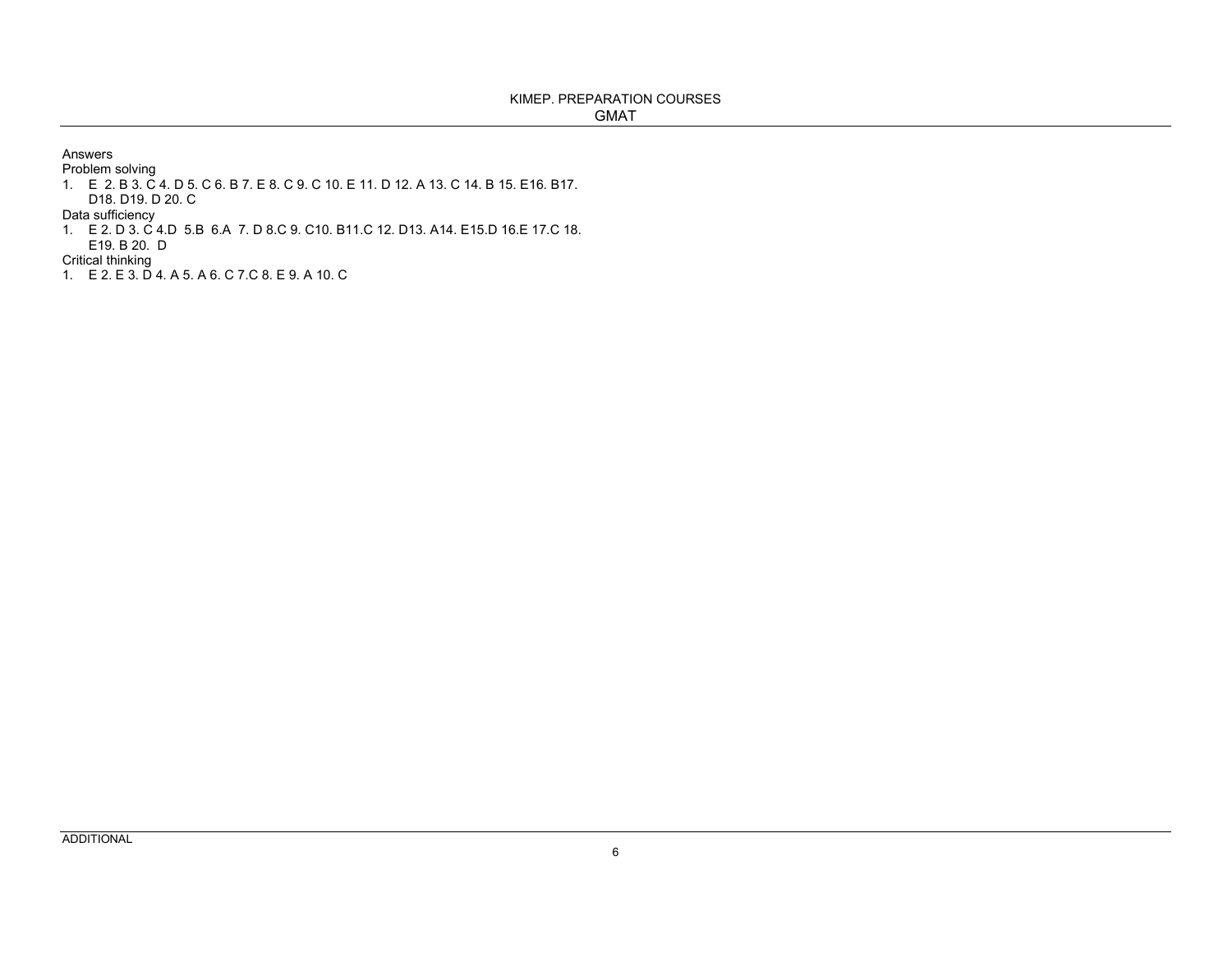Answers

Problem solving

1. E 2. B 3. C 4. D 5. C 6. B 7. E 8. C 9. C 10. E 11. D 12. A 13. C 14. B 15. E16. B17. D18. D19. D 20. C

Data sufficiency

1. E 2. D 3. C 4.D 5.B 6.A 7. D 8.C 9. C10. B11.C 12. D13. A14. E15.D 16.E 17.C 18. E19. B 20. D

Critical thinking

1. E 2. E 3. D 4. A 5. A 6. C 7.C 8. E 9. A 10. C

ADDITIONAL